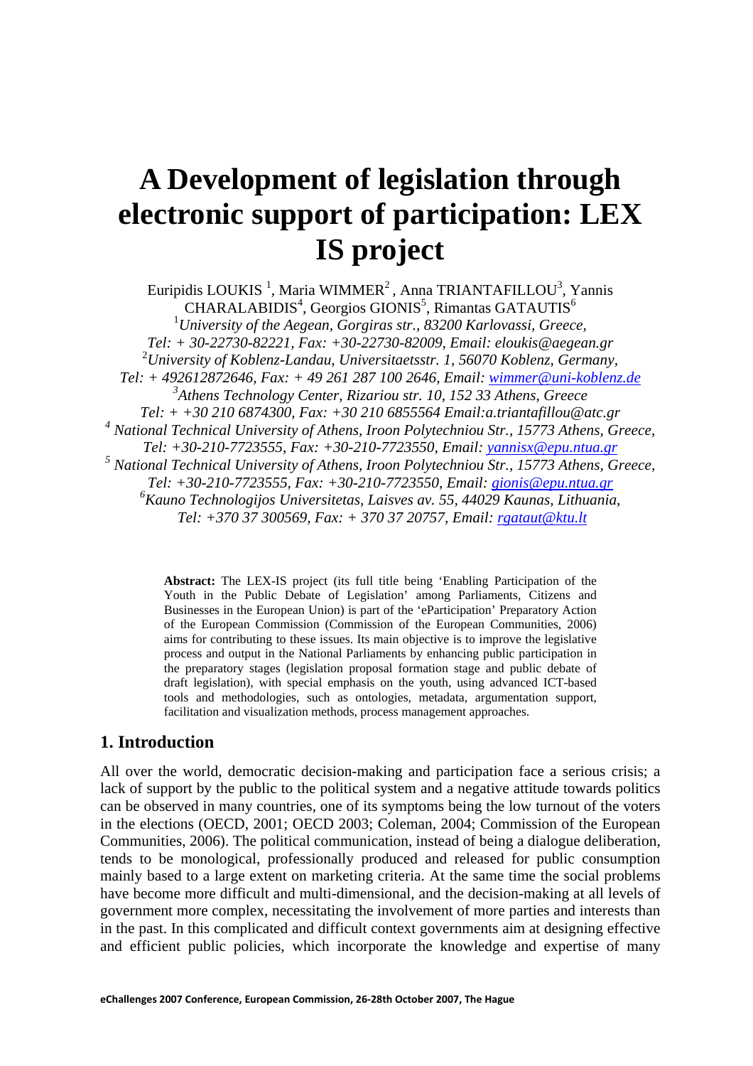# A Development of legislation through electronic support of participation: LEX IS project

Euripidis LOUKIS [1], Maria WIMMER[2] , Anna TRIANTAFILLOU[3], Yannis CHARALABIDIS[4], Georgios GIONIS[5], Rimantas GATAUTIS[6]

[1]*University of the Aegean, Gorgiras str., 83200 Karlovassi, Greece, Tel: + 30-22730-82221, Fax: +30-22730-82009, Email: eloukis@aegean.gr*

[2]*University of Koblenz-Landau, Universitaetsstr. 1, 56070 Koblenz, Germany, Tel: + 492612872646, Fax: + 49 261 287 100 2646, Email: wimmer@uni-koblenz.de*

[3]*Athens Technology Center, Rizariou str. 10, 152 33 Athens, Greece Tel: + +30 210 6874300, Fax: +30 210 6855564 Email:a.triantafillou@atc.gr*

[4] *National Technical University of Athens, Iroon Polytechniou Str., 15773 Athens, Greece, Tel: +30-210-7723555, Fax: +30-210-7723550, Email: yannisx@epu.ntua.gr*

[5] *National Technical University of Athens, Iroon Polytechniou Str., 15773 Athens, Greece, Tel: +30-210-7723555, Fax: +30-210-7723550, Email: gionis@epu.ntua.gr*

[6]*Kauno Technologijos Universitetas, Laisves av. 55, 44029 Kaunas, Lithuania, Tel: +370 37 300569, Fax: + 370 37 20757, Email: rgataut@ktu.lt*

**Abstract:** The LEX-IS project (its full title being 'Enabling Participation of the Youth in the Public Debate of Legislation' among Parliaments, Citizens and Businesses in the European Union) is part of the 'eParticipation' Preparatory Action of the European Commission (Commission of the European Communities, 2006) aims for contributing to these issues. Its main objective is to improve the legislative process and output in the National Parliaments by enhancing public participation in the preparatory stages (legislation proposal formation stage and public debate of draft legislation), with special emphasis on the youth, using advanced ICT-based tools and methodologies, such as ontologies, metadata, argumentation support, facilitation and visualization methods, process management approaches.

## 1. Introduction

All over the world, democratic decision-making and participation face a serious crisis; a lack of support by the public to the political system and a negative attitude towards politics can be observed in many countries, one of its symptoms being the low turnout of the voters in the elections (OECD, 2001; OECD 2003; Coleman, 2004; Commission of the European Communities, 2006). The political communication, instead of being a dialogue deliberation, tends to be monological, professionally produced and released for public consumption mainly based to a large extent on marketing criteria. At the same time the social problems have become more difficult and multi-dimensional, and the decision-making at all levels of government more complex, necessitating the involvement of more parties and interests than in the past. In this complicated and difficult context governments aim at designing effective and efficient public policies, which incorporate the knowledge and expertise of many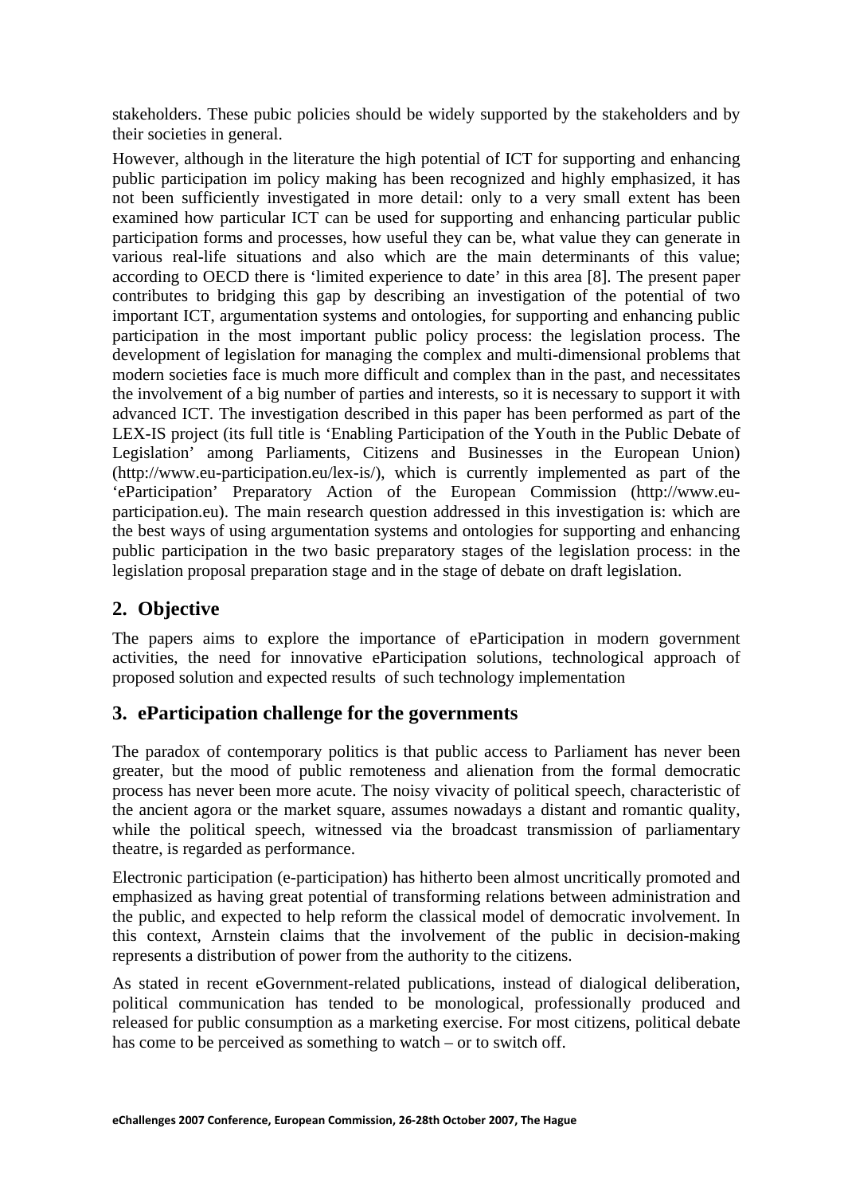stakeholders. These pubic policies should be widely supported by the stakeholders and by their societies in general.

However, although in the literature the high potential of ICT for supporting and enhancing public participation im policy making has been recognized and highly emphasized, it has not been sufficiently investigated in more detail: only to a very small extent has been examined how particular ICT can be used for supporting and enhancing particular public participation forms and processes, how useful they can be, what value they can generate in various real-life situations and also which are the main determinants of this value; according to OECD there is 'limited experience to date' in this area [8]. The present paper contributes to bridging this gap by describing an investigation of the potential of two important ICT, argumentation systems and ontologies, for supporting and enhancing public participation in the most important public policy process: the legislation process. The development of legislation for managing the complex and multi-dimensional problems that modern societies face is much more difficult and complex than in the past, and necessitates the involvement of a big number of parties and interests, so it is necessary to support it with advanced ICT. The investigation described in this paper has been performed as part of the LEX-IS project (its full title is 'Enabling Participation of the Youth in the Public Debate of Legislation' among Parliaments, Citizens and Businesses in the European Union) (http://www.eu-participation.eu/lex-is/), which is currently implemented as part of the 'eParticipation' Preparatory Action of the European Commission (http://www.eu-participation.eu). The main research question addressed in this investigation is: which are the best ways of using argumentation systems and ontologies for supporting and enhancing public participation in the two basic preparatory stages of the legislation process: in the legislation proposal preparation stage and in the stage of debate on draft legislation.

## 2. Objective

The papers aims to explore the importance of eParticipation in modern government activities, the need for innovative eParticipation solutions, technological approach of proposed solution and expected results of such technology implementation

## 3. eParticipation challenge for the governments

The paradox of contemporary politics is that public access to Parliament has never been greater, but the mood of public remoteness and alienation from the formal democratic process has never been more acute. The noisy vivacity of political speech, characteristic of the ancient agora or the market square, assumes nowadays a distant and romantic quality, while the political speech, witnessed via the broadcast transmission of parliamentary theatre, is regarded as performance.

Electronic participation (e-participation) has hitherto been almost uncritically promoted and emphasized as having great potential of transforming relations between administration and the public, and expected to help reform the classical model of democratic involvement. In this context, Arnstein claims that the involvement of the public in decision-making represents a distribution of power from the authority to the citizens.

As stated in recent eGovernment-related publications, instead of dialogical deliberation, political communication has tended to be monological, professionally produced and released for public consumption as a marketing exercise. For most citizens, political debate has come to be perceived as something to watch – or to switch off.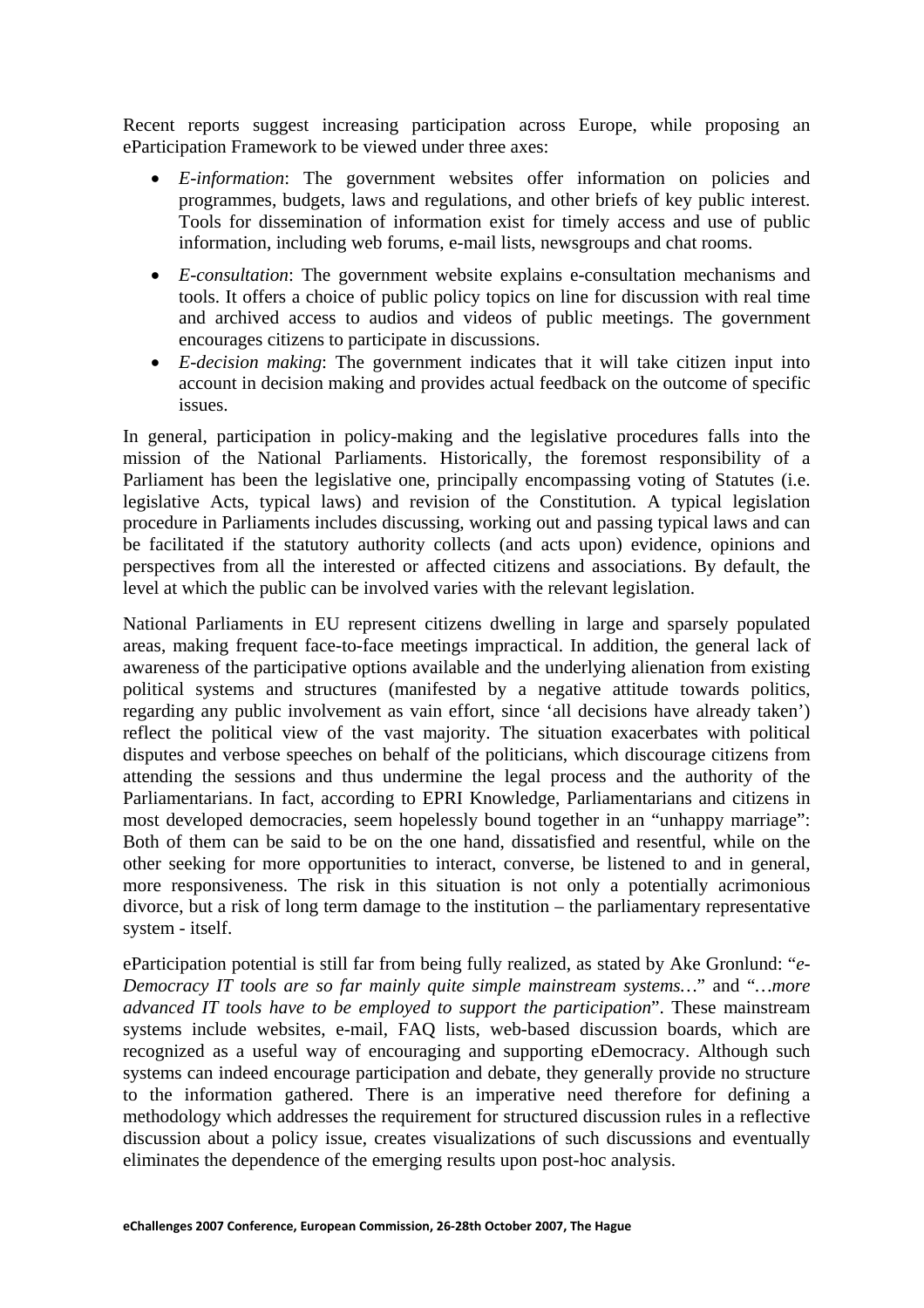Recent reports suggest increasing participation across Europe, while proposing an eParticipation Framework to be viewed under three axes:

- *E-information*: The government websites offer information on policies and programmes, budgets, laws and regulations, and other briefs of key public interest. Tools for dissemination of information exist for timely access and use of public information, including web forums, e-mail lists, newsgroups and chat rooms.
- *E-consultation*: The government website explains e-consultation mechanisms and tools. It offers a choice of public policy topics on line for discussion with real time and archived access to audios and videos of public meetings. The government encourages citizens to participate in discussions.
- *E-decision making*: The government indicates that it will take citizen input into account in decision making and provides actual feedback on the outcome of specific issues.

In general, participation in policy-making and the legislative procedures falls into the mission of the National Parliaments. Historically, the foremost responsibility of a Parliament has been the legislative one, principally encompassing voting of Statutes (i.e. legislative Acts, typical laws) and revision of the Constitution. A typical legislation procedure in Parliaments includes discussing, working out and passing typical laws and can be facilitated if the statutory authority collects (and acts upon) evidence, opinions and perspectives from all the interested or affected citizens and associations. By default, the level at which the public can be involved varies with the relevant legislation.

National Parliaments in EU represent citizens dwelling in large and sparsely populated areas, making frequent face-to-face meetings impractical. In addition, the general lack of awareness of the participative options available and the underlying alienation from existing political systems and structures (manifested by a negative attitude towards politics, regarding any public involvement as vain effort, since 'all decisions have already taken') reflect the political view of the vast majority. The situation exacerbates with political disputes and verbose speeches on behalf of the politicians, which discourage citizens from attending the sessions and thus undermine the legal process and the authority of the Parliamentarians. In fact, according to EPRI Knowledge, Parliamentarians and citizens in most developed democracies, seem hopelessly bound together in an "unhappy marriage": Both of them can be said to be on the one hand, dissatisfied and resentful, while on the other seeking for more opportunities to interact, converse, be listened to and in general, more responsiveness. The risk in this situation is not only a potentially acrimonious divorce, but a risk of long term damage to the institution – the parliamentary representative system - itself.

eParticipation potential is still far from being fully realized, as stated by Ake Gronlund: "*e-Democracy IT tools are so far mainly quite simple mainstream systems…*" and "*…more advanced IT tools have to be employed to support the participation*". These mainstream systems include websites, e-mail, FAQ lists, web-based discussion boards, which are recognized as a useful way of encouraging and supporting eDemocracy. Although such systems can indeed encourage participation and debate, they generally provide no structure to the information gathered. There is an imperative need therefore for defining a methodology which addresses the requirement for structured discussion rules in a reflective discussion about a policy issue, creates visualizations of such discussions and eventually eliminates the dependence of the emerging results upon post-hoc analysis.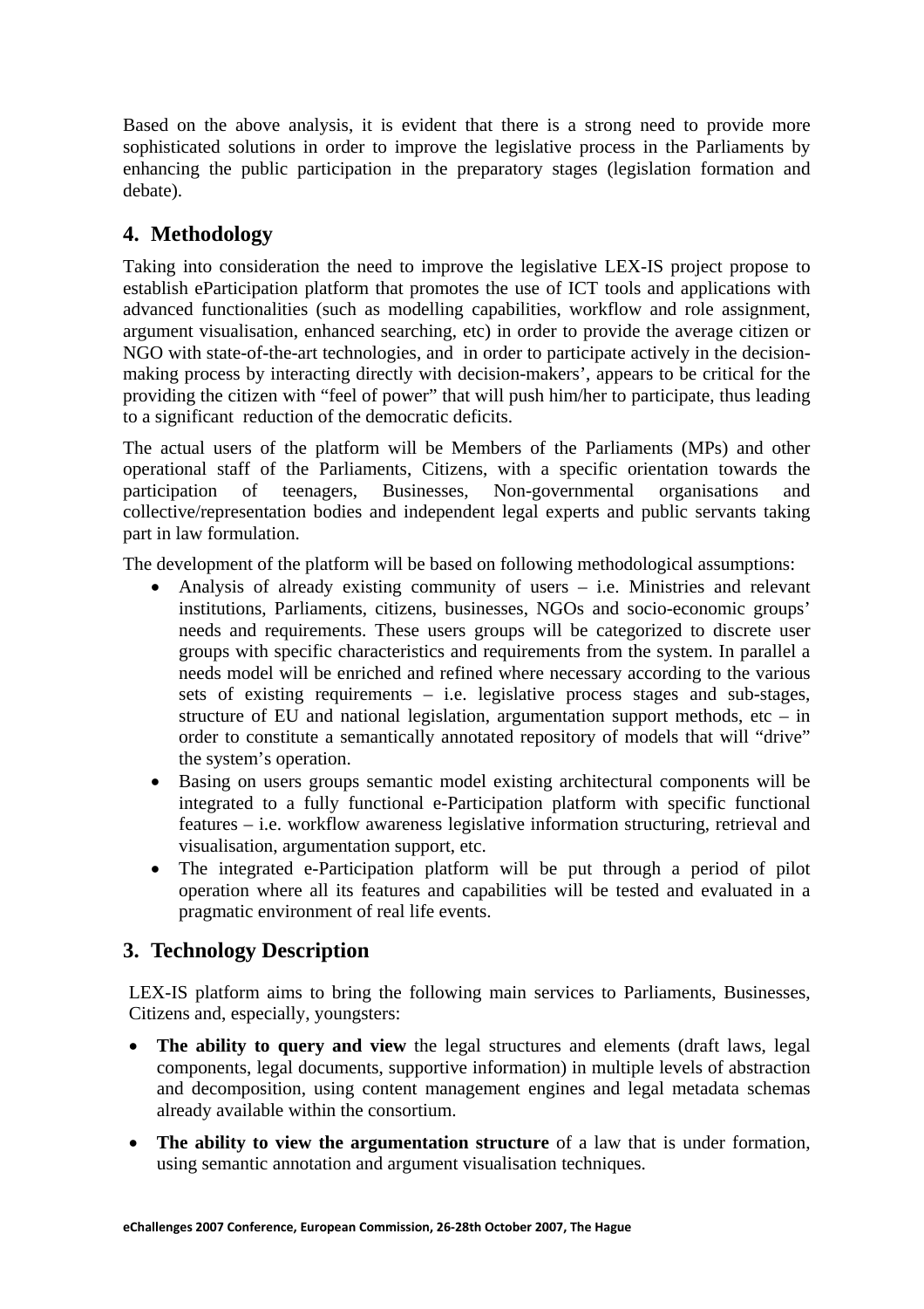Based on the above analysis, it is evident that there is a strong need to provide more sophisticated solutions in order to improve the legislative process in the Parliaments by enhancing the public participation in the preparatory stages (legislation formation and debate).

## 4. Methodology

Taking into consideration the need to improve the legislative LEX-IS project propose to establish eParticipation platform that promotes the use of ICT tools and applications with advanced functionalities (such as modelling capabilities, workflow and role assignment, argument visualisation, enhanced searching, etc) in order to provide the average citizen or NGO with state-of-the-art technologies, and in order to participate actively in the decision-making process by interacting directly with decision-makers', appears to be critical for the providing the citizen with "feel of power" that will push him/her to participate, thus leading to a significant reduction of the democratic deficits.

The actual users of the platform will be Members of the Parliaments (MPs) and other operational staff of the Parliaments, Citizens, with a specific orientation towards the participation of teenagers, Businesses, Non-governmental organisations and collective/representation bodies and independent legal experts and public servants taking part in law formulation.

The development of the platform will be based on following methodological assumptions:

- Analysis of already existing community of users – i.e. Ministries and relevant institutions, Parliaments, citizens, businesses, NGOs and socio-economic groups' needs and requirements. These users groups will be categorized to discrete user groups with specific characteristics and requirements from the system. In parallel a needs model will be enriched and refined where necessary according to the various sets of existing requirements – i.e. legislative process stages and sub-stages, structure of EU and national legislation, argumentation support methods, etc – in order to constitute a semantically annotated repository of models that will "drive" the system's operation.
- Basing on users groups semantic model existing architectural components will be integrated to a fully functional e-Participation platform with specific functional features – i.e. workflow awareness legislative information structuring, retrieval and visualisation, argumentation support, etc.
- The integrated e-Participation platform will be put through a period of pilot operation where all its features and capabilities will be tested and evaluated in a pragmatic environment of real life events.

## 3. Technology Description

LEX-IS platform aims to bring the following main services to Parliaments, Businesses, Citizens and, especially, youngsters:

- **The ability to query and view** the legal structures and elements (draft laws, legal components, legal documents, supportive information) in multiple levels of abstraction and decomposition, using content management engines and legal metadata schemas already available within the consortium.
- **The ability to view the argumentation structure** of a law that is under formation, using semantic annotation and argument visualisation techniques.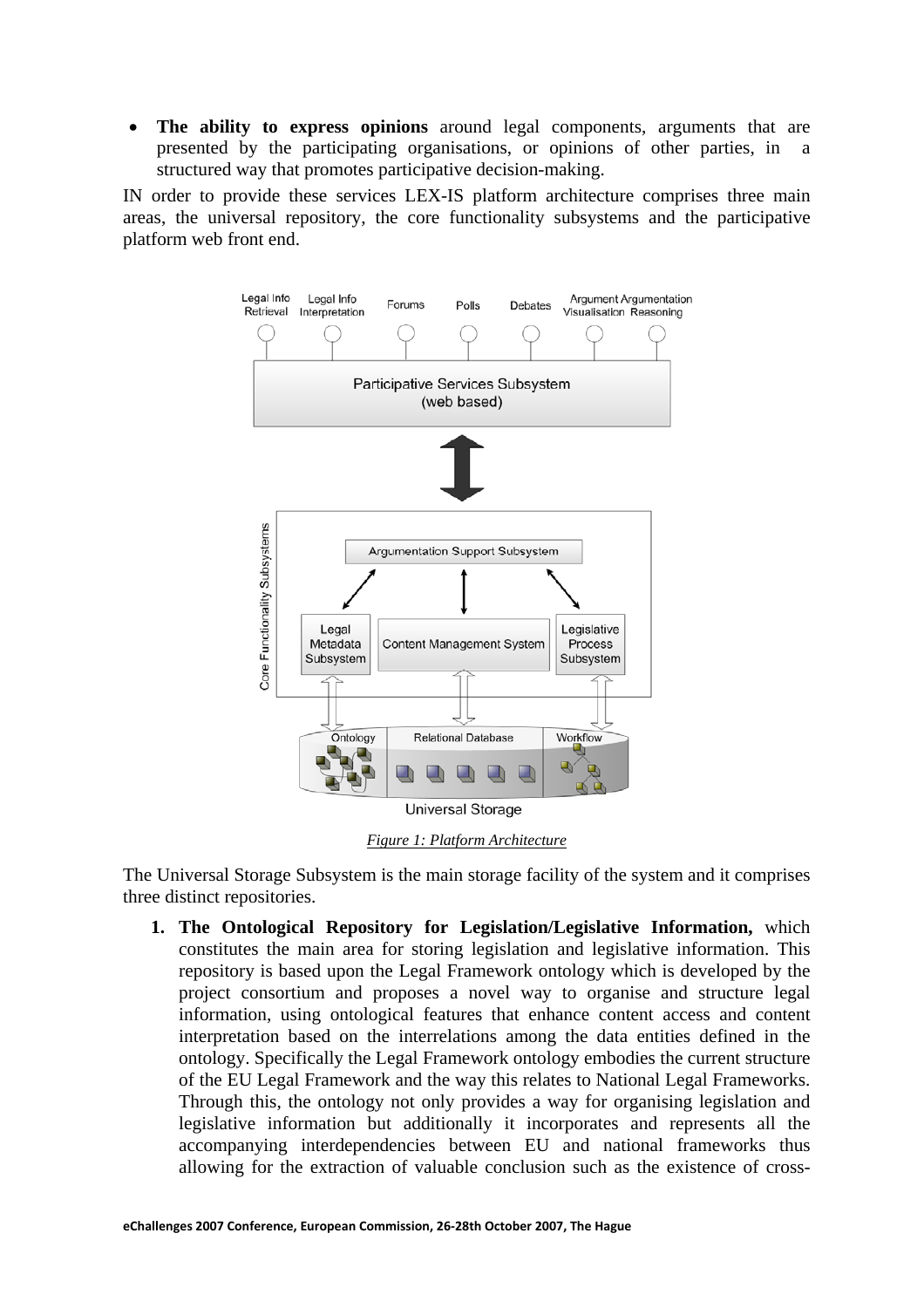- **The ability to express opinions** around legal components, arguments that are presented by the participating organisations, or opinions of other parties, in a structured way that promotes participative decision-making.

IN order to provide these services LEX-IS platform architecture comprises three main areas, the universal repository, the core functionality subsystems and the participative platform web front end.

*Figure 1: Platform Architecture*

The Universal Storage Subsystem is the main storage facility of the system and it comprises three distinct repositories.

1. **The Ontological Repository for Legislation/Legislative Information,** which constitutes the main area for storing legislation and legislative information. This repository is based upon the Legal Framework ontology which is developed by the project consortium and proposes a novel way to organise and structure legal information, using ontological features that enhance content access and content interpretation based on the interrelations among the data entities defined in the ontology. Specifically the Legal Framework ontology embodies the current structure of the EU Legal Framework and the way this relates to National Legal Frameworks. Through this, the ontology not only provides a way for organising legislation and legislative information but additionally it incorporates and represents all the accompanying interdependencies between EU and national frameworks thus allowing for the extraction of valuable conclusion such as the existence of cross-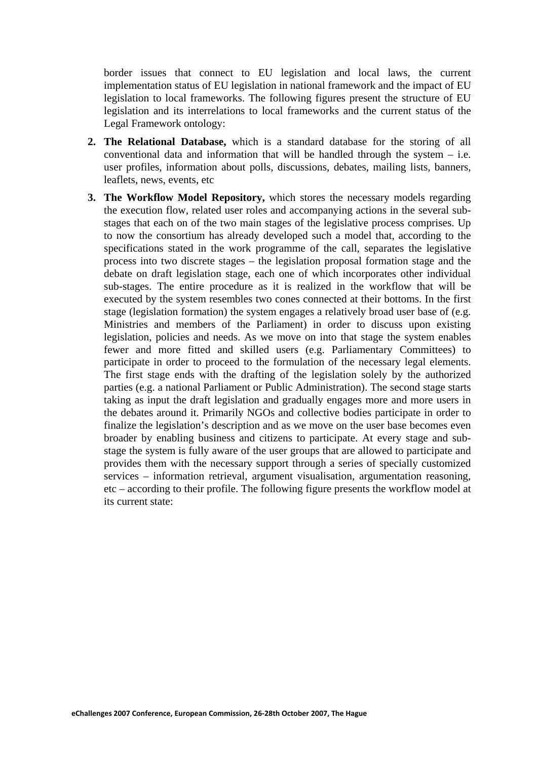border issues that connect to EU legislation and local laws, the current implementation status of EU legislation in national framework and the impact of EU legislation to local frameworks. The following figures present the structure of EU legislation and its interrelations to local frameworks and the current status of the Legal Framework ontology:

2. **The Relational Database,** which is a standard database for the storing of all conventional data and information that will be handled through the system – i.e. user profiles, information about polls, discussions, debates, mailing lists, banners, leaflets, news, events, etc

3. **The Workflow Model Repository,** which stores the necessary models regarding the execution flow, related user roles and accompanying actions in the several sub-stages that each on of the two main stages of the legislative process comprises. Up to now the consortium has already developed such a model that, according to the specifications stated in the work programme of the call, separates the legislative process into two discrete stages – the legislation proposal formation stage and the debate on draft legislation stage, each one of which incorporates other individual sub-stages. The entire procedure as it is realized in the workflow that will be executed by the system resembles two cones connected at their bottoms. In the first stage (legislation formation) the system engages a relatively broad user base of (e.g. Ministries and members of the Parliament) in order to discuss upon existing legislation, policies and needs. As we move on into that stage the system enables fewer and more fitted and skilled users (e.g. Parliamentary Committees) to participate in order to proceed to the formulation of the necessary legal elements. The first stage ends with the drafting of the legislation solely by the authorized parties (e.g. a national Parliament or Public Administration). The second stage starts taking as input the draft legislation and gradually engages more and more users in the debates around it. Primarily NGOs and collective bodies participate in order to finalize the legislation's description and as we move on the user base becomes even broader by enabling business and citizens to participate. At every stage and sub-stage the system is fully aware of the user groups that are allowed to participate and provides them with the necessary support through a series of specially customized services – information retrieval, argument visualisation, argumentation reasoning, etc – according to their profile. The following figure presents the workflow model at its current state: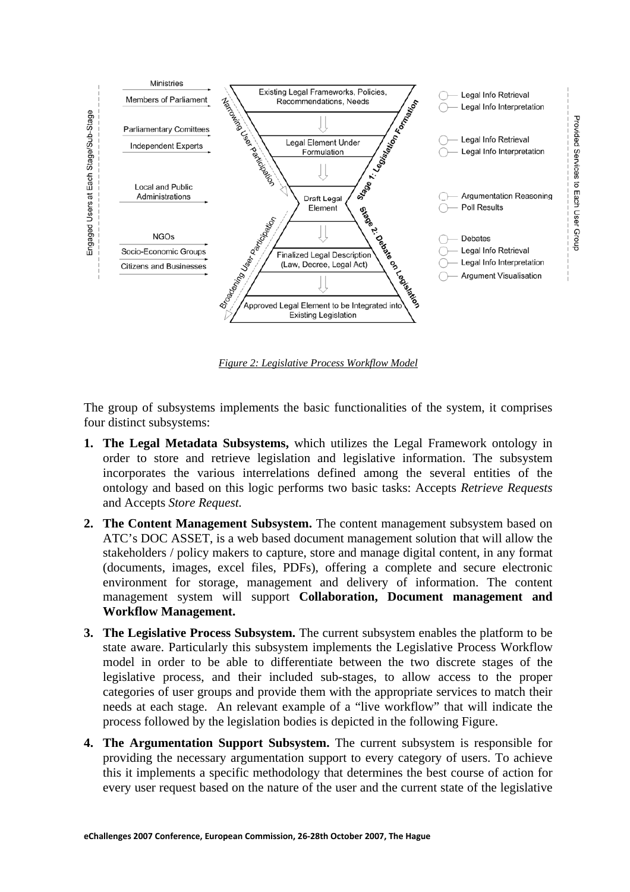*Figure 2: Legislative Process Workflow Model*

The group of subsystems implements the basic functionalities of the system, it comprises four distinct subsystems:

1. **The Legal Metadata Subsystems,** which utilizes the Legal Framework ontology in order to store and retrieve legislation and legislative information. The subsystem incorporates the various interrelations defined among the several entities of the ontology and based on this logic performs two basic tasks: Accepts *Retrieve Requests* and Accepts *Store Request.*
2. **The Content Management Subsystem.** The content management subsystem based on ATC's DOC ASSET, is a web based document management solution that will allow the stakeholders / policy makers to capture, store and manage digital content, in any format (documents, images, excel files, PDFs), offering a complete and secure electronic environment for storage, management and delivery of information. The content management system will support **Collaboration, Document management and Workflow Management.**
3. **The Legislative Process Subsystem.** The current subsystem enables the platform to be state aware. Particularly this subsystem implements the Legislative Process Workflow model in order to be able to differentiate between the two discrete stages of the legislative process, and their included sub-stages, to allow access to the proper categories of user groups and provide them with the appropriate services to match their needs at each stage. An relevant example of a "live workflow" that will indicate the process followed by the legislation bodies is depicted in the following Figure.
4. **The Argumentation Support Subsystem.** The current subsystem is responsible for providing the necessary argumentation support to every category of users. To achieve this it implements a specific methodology that determines the best course of action for every user request based on the nature of the user and the current state of the legislative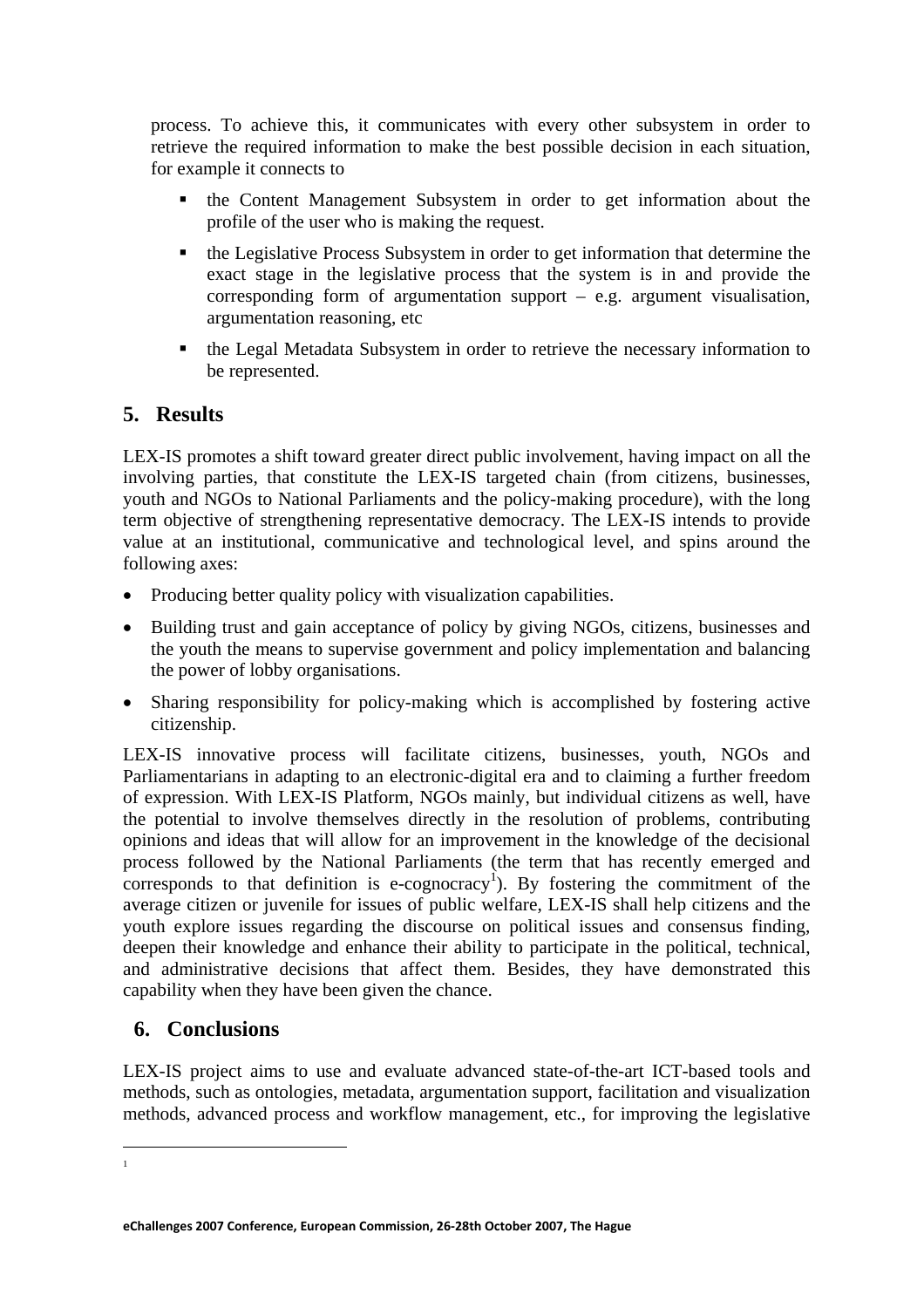process. To achieve this, it communicates with every other subsystem in order to retrieve the required information to make the best possible decision in each situation, for example it connects to

- the Content Management Subsystem in order to get information about the profile of the user who is making the request.
- the Legislative Process Subsystem in order to get information that determine the exact stage in the legislative process that the system is in and provide the corresponding form of argumentation support – e.g. argument visualisation, argumentation reasoning, etc
- the Legal Metadata Subsystem in order to retrieve the necessary information to be represented.

## 5. Results

LEX-IS promotes a shift toward greater direct public involvement, having impact on all the involving parties, that constitute the LEX-IS targeted chain (from citizens, businesses, youth and NGOs to National Parliaments and the policy-making procedure), with the long term objective of strengthening representative democracy. The LEX-IS intends to provide value at an institutional, communicative and technological level, and spins around the following axes:

- Producing better quality policy with visualization capabilities.
- Building trust and gain acceptance of policy by giving NGOs, citizens, businesses and the youth the means to supervise government and policy implementation and balancing the power of lobby organisations.
- Sharing responsibility for policy-making which is accomplished by fostering active citizenship.

LEX-IS innovative process will facilitate citizens, businesses, youth, NGOs and Parliamentarians in adapting to an electronic-digital era and to claiming a further freedom of expression. With LEX-IS Platform, NGOs mainly, but individual citizens as well, have the potential to involve themselves directly in the resolution of problems, contributing opinions and ideas that will allow for an improvement in the knowledge of the decisional process followed by the National Parliaments (the term that has recently emerged and corresponds to that definition is e-cognocracy[1]). By fostering the commitment of the average citizen or juvenile for issues of public welfare, LEX-IS shall help citizens and the youth explore issues regarding the discourse on political issues and consensus finding, deepen their knowledge and enhance their ability to participate in the political, technical, and administrative decisions that affect them. Besides, they have demonstrated this capability when they have been given the chance.

## 6. Conclusions

LEX-IS project aims to use and evaluate advanced state-of-the-art ICT-based tools and methods, such as ontologies, metadata, argumentation support, facilitation and visualization methods, advanced process and workflow management, etc., for improving the legislative

[1]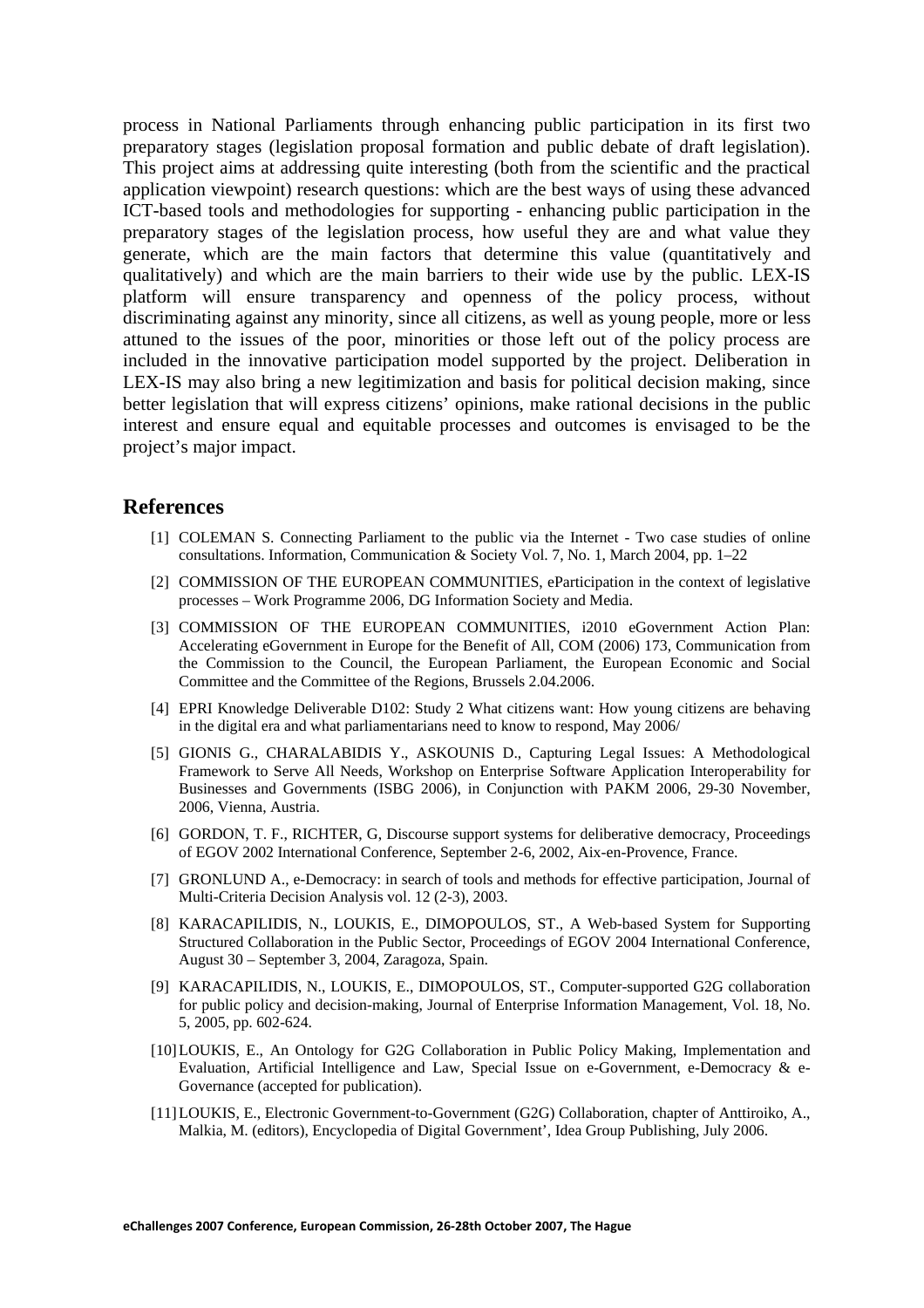process in National Parliaments through enhancing public participation in its first two preparatory stages (legislation proposal formation and public debate of draft legislation). This project aims at addressing quite interesting (both from the scientific and the practical application viewpoint) research questions: which are the best ways of using these advanced ICT-based tools and methodologies for supporting - enhancing public participation in the preparatory stages of the legislation process, how useful they are and what value they generate, which are the main factors that determine this value (quantitatively and qualitatively) and which are the main barriers to their wide use by the public. LEX-IS platform will ensure transparency and openness of the policy process, without discriminating against any minority, since all citizens, as well as young people, more or less attuned to the issues of the poor, minorities or those left out of the policy process are included in the innovative participation model supported by the project. Deliberation in LEX-IS may also bring a new legitimization and basis for political decision making, since better legislation that will express citizens' opinions, make rational decisions in the public interest and ensure equal and equitable processes and outcomes is envisaged to be the project's major impact.

## References

[1] COLEMAN S. Connecting Parliament to the public via the Internet - Two case studies of online consultations. Information, Communication & Society Vol. 7, No. 1, March 2004, pp. 1–22

[2] COMMISSION OF THE EUROPEAN COMMUNITIES, eParticipation in the context of legislative processes – Work Programme 2006, DG Information Society and Media.

[3] COMMISSION OF THE EUROPEAN COMMUNITIES, i2010 eGovernment Action Plan: Accelerating eGovernment in Europe for the Benefit of All, COM (2006) 173, Communication from the Commission to the Council, the European Parliament, the European Economic and Social Committee and the Committee of the Regions, Brussels 2.04.2006.

[4] EPRI Knowledge Deliverable D102: Study 2 What citizens want: How young citizens are behaving in the digital era and what parliamentarians need to know to respond, May 2006/

[5] GIONIS G., CHARALABIDIS Y., ASKOUNIS D., Capturing Legal Issues: A Methodological Framework to Serve All Needs, Workshop on Enterprise Software Application Interoperability for Businesses and Governments (ISBG 2006), in Conjunction with PAKM 2006, 29-30 November, 2006, Vienna, Austria.

[6] GORDON, T. F., RICHTER, G, Discourse support systems for deliberative democracy, Proceedings of EGOV 2002 International Conference, September 2-6, 2002, Aix-en-Provence, France.

[7] GRONLUND A., e-Democracy: in search of tools and methods for effective participation, Journal of Multi-Criteria Decision Analysis vol. 12 (2-3), 2003.

[8] KARACAPILIDIS, N., LOUKIS, E., DIMOPOULOS, ST., A Web-based System for Supporting Structured Collaboration in the Public Sector, Proceedings of EGOV 2004 International Conference, August 30 – September 3, 2004, Zaragoza, Spain.

[9] KARACAPILIDIS, N., LOUKIS, E., DIMOPOULOS, ST., Computer-supported G2G collaboration for public policy and decision-making, Journal of Enterprise Information Management, Vol. 18, No. 5, 2005, pp. 602-624.

[10] LOUKIS, E., An Ontology for G2G Collaboration in Public Policy Making, Implementation and Evaluation, Artificial Intelligence and Law, Special Issue on e-Government, e-Democracy & e-Governance (accepted for publication).

[11] LOUKIS, E., Electronic Government-to-Government (G2G) Collaboration, chapter of Anttiroiko, A., Malkia, M. (editors), Encyclopedia of Digital Government', Idea Group Publishing, July 2006.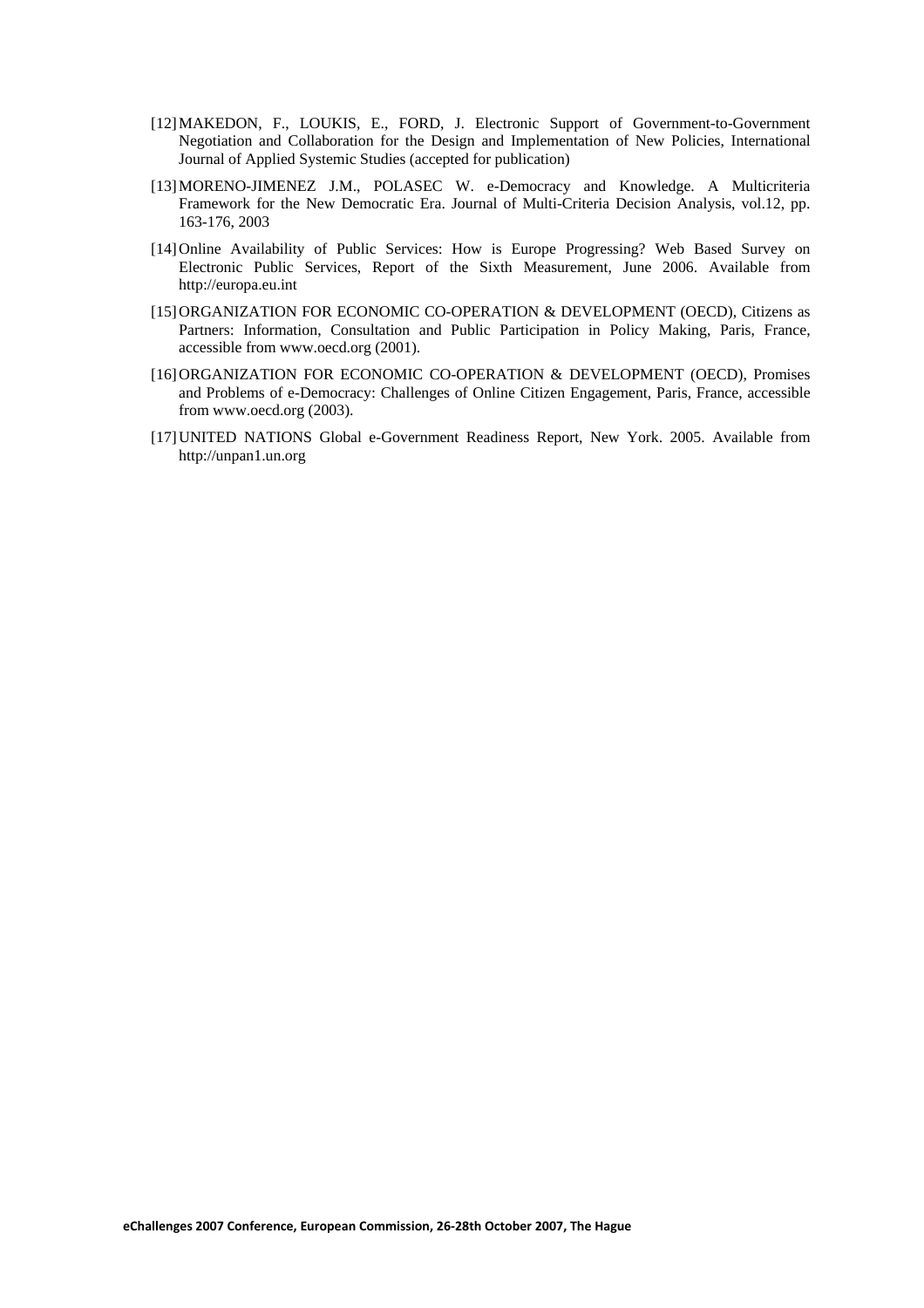[12] MAKEDON, F., LOUKIS, E., FORD, J. Electronic Support of Government-to-Government Negotiation and Collaboration for the Design and Implementation of New Policies, International Journal of Applied Systemic Studies (accepted for publication)

[13] MORENO-JIMENEZ J.M., POLASEC W. e-Democracy and Knowledge. A Multicriteria Framework for the New Democratic Era. Journal of Multi-Criteria Decision Analysis, vol.12, pp. 163-176, 2003

[14] Online Availability of Public Services: How is Europe Progressing? Web Based Survey on Electronic Public Services, Report of the Sixth Measurement, June 2006. Available from http://europa.eu.int

[15] ORGANIZATION FOR ECONOMIC CO-OPERATION & DEVELOPMENT (OECD), Citizens as Partners: Information, Consultation and Public Participation in Policy Making, Paris, France, accessible from www.oecd.org (2001).

[16] ORGANIZATION FOR ECONOMIC CO-OPERATION & DEVELOPMENT (OECD), Promises and Problems of e-Democracy: Challenges of Online Citizen Engagement, Paris, France, accessible from www.oecd.org (2003).

[17] UNITED NATIONS Global e-Government Readiness Report, New York. 2005. Available from http://unpan1.un.org